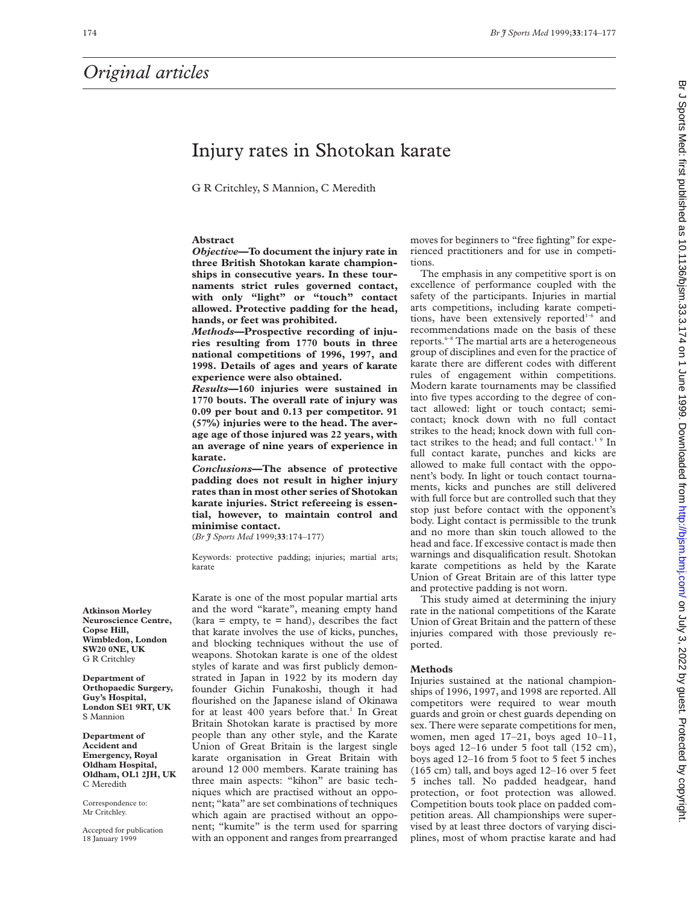## Original articles

# Injury rates in Shotokan karate

G R Critchley, S Mannion, C Meredith

## Abstract

***Objective*—To document the injury rate in three British Shotokan karate championships in consecutive years. In these tournaments strict rules governed contact, with only "light" or "touch" contact allowed. Protective padding for the head, hands, or feet was prohibited.**

***Methods*—Prospective recording of injuries resulting from 1770 bouts in three national competitions of 1996, 1997, and 1998. Details of ages and years of karate experience were also obtained.**

***Results*—160 injuries were sustained in 1770 bouts. The overall rate of injury was 0.09 per bout and 0.13 per competitor. 91 (57%) injuries were to the head. The average age of those injured was 22 years, with an average of nine years of experience in karate.**

***Conclusions*—The absence of protective padding does not result in higher injury rates than in most other series of Shotokan karate injuries. Strict refereeing is essential, however, to maintain control and minimise contact.**

(*Br J Sports Med* 1999;**33**:174–177)

Keywords: protective padding; injuries; martial arts; karate

**Atkinson Morley Neuroscience Centre, Copse Hill, Wimbledon, London SW20 0NE, UK**
G R Critchley

**Department of Orthopaedic Surgery, Guy's Hospital, London SE1 9RT, UK**
S Mannion

**Department of Accident and Emergency, Royal Oldham Hospital, Oldham, OL1 2JH, UK**
C Meredith

Correspondence to: Mr Critchley.

Accepted for publication 18 January 1999

Karate is one of the most popular martial arts and the word "karate", meaning empty hand (kara = empty, te = hand), describes the fact that karate involves the use of kicks, punches, and blocking techniques without the use of weapons. Shotokan karate is one of the oldest styles of karate and was first publicly demonstrated in Japan in 1922 by its modern day founder Gichin Funakoshi, though it had flourished on the Japanese island of Okinawa for at least 400 years before that.[1] In Great Britain Shotokan karate is practised by more people than any other style, and the Karate Union of Great Britain is the largest single karate organisation in Great Britain with around 12 000 members. Karate training has three main aspects: "kihon" are basic techniques which are practised without an opponent; "kata" are set combinations of techniques which again are practised without an opponent; "kumite" is the term used for sparring with an opponent and ranges from prearranged moves for beginners to "free fighting" for experienced practitioners and for use in competitions.

The emphasis in any competitive sport is on excellence of performance coupled with the safety of the participants. Injuries in martial arts competitions, including karate competitions, have been extensively reported[1–6] and recommendations made on the basis of these reports.[6–8] The martial arts are a heterogeneous group of disciplines and even for the practice of karate there are different codes with different rules of engagement within competitions. Modern karate tournaments may be classified into five types according to the degree of contact allowed: light or touch contact; semicontact; knock down with no full contact strikes to the head; knock down with full contact strikes to the head; and full contact.[1 9] In full contact karate, punches and kicks are allowed to make full contact with the opponent's body. In light or touch contact tournaments, kicks and punches are still delivered with full force but are controlled such that they stop just before contact with the opponent's body. Light contact is permissible to the trunk and no more than skin touch allowed to the head and face. If excessive contact is made then warnings and disqualification result. Shotokan karate competitions as held by the Karate Union of Great Britain are of this latter type and protective padding is not worn.

This study aimed at determining the injury rate in the national competitions of the Karate Union of Great Britain and the pattern of these injuries compared with those previously reported.

## Methods

Injuries sustained at the national championships of 1996, 1997, and 1998 are reported. All competitors were required to wear mouth guards and groin or chest guards depending on sex. There were separate competitions for men, women, men aged 17–21, boys aged 10–11, boys aged 12–16 under 5 foot tall (152 cm), boys aged 12–16 from 5 foot to 5 feet 5 inches (165 cm) tall, and boys aged 12–16 over 5 feet 5 inches tall. No padded headgear, hand protection, or foot protection was allowed. Competition bouts took place on padded competition areas. All championships were supervised by at least three doctors of varying disciplines, most of whom practise karate and had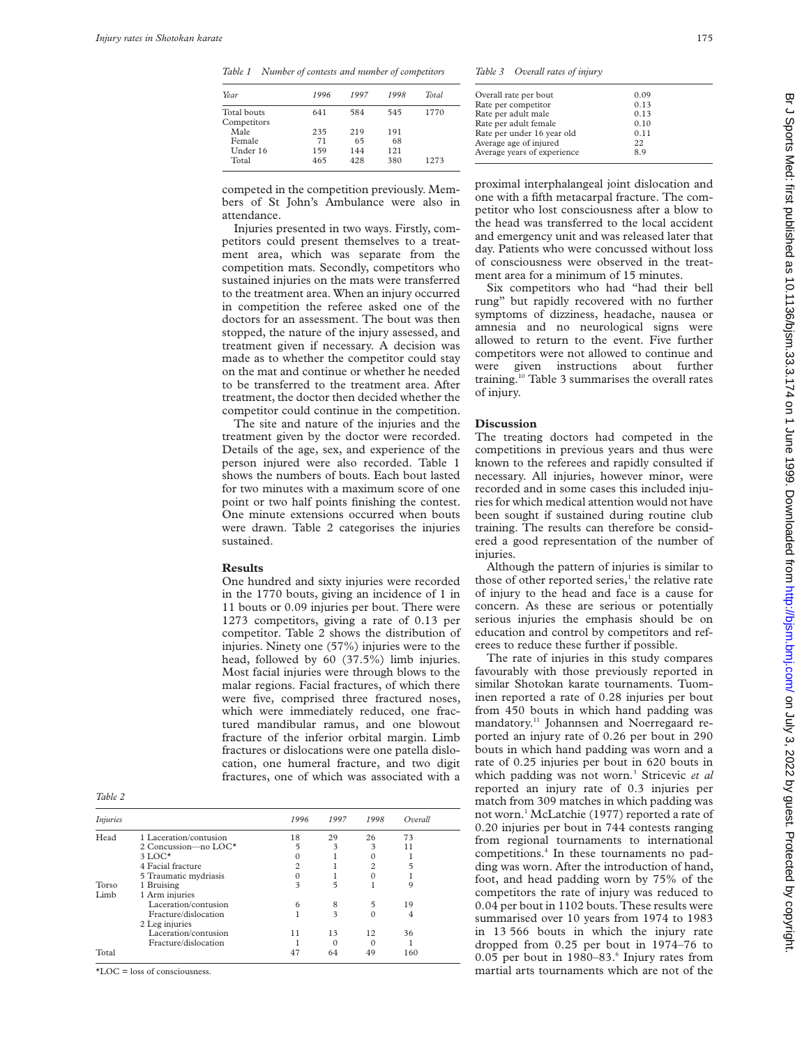*Table 1 Number of contests and number of competitors*

| Year | 1996 | 1997 | 1998 | Total |
|---|---|---|---|---|
| Total bouts | 641 | 584 | 545 | 1770 |
| Competitors | | | | |
| Male | 235 | 219 | 191 | |
| Female | 71 | 65 | 68 | |
| Under 16 | 159 | 144 | 121 | |
| Total | 465 | 428 | 380 | 1273 |

competed in the competition previously. Members of St John's Ambulance were also in attendance.

Injuries presented in two ways. Firstly, competitors could present themselves to a treatment area, which was separate from the competition mats. Secondly, competitors who sustained injuries on the mats were transferred to the treatment area. When an injury occurred in competition the referee asked one of the doctors for an assessment. The bout was then stopped, the nature of the injury assessed, and treatment given if necessary. A decision was made as to whether the competitor could stay on the mat and continue or whether he needed to be transferred to the treatment area. After treatment, the doctor then decided whether the competitor could continue in the competition.

The site and nature of the injuries and the treatment given by the doctor were recorded. Details of the age, sex, and experience of the person injured were also recorded. Table 1 shows the numbers of bouts. Each bout lasted for two minutes with a maximum score of one point or two half points finishing the contest. One minute extensions occurred when bouts were drawn. Table 2 categorises the injuries sustained.

## Results

One hundred and sixty injuries were recorded in the 1770 bouts, giving an incidence of 1 in 11 bouts or 0.09 injuries per bout. There were 1273 competitors, giving a rate of 0.13 per competitor. Table 2 shows the distribution of injuries. Ninety one (57%) injuries were to the head, followed by 60 (37.5%) limb injuries. Most facial injuries were through blows to the malar regions. Facial fractures, of which there were five, comprised three fractured noses, which were immediately reduced, one fractured mandibular ramus, and one blowout fracture of the inferior orbital margin. Limb fractures or dislocations were one patella dislocation, one humeral fracture, and two digit fractures, one of which was associated with a proximal interphalangeal joint dislocation and one with a fifth metacarpal fracture. The competitor who lost consciousness after a blow to the head was transferred to the local accident and emergency unit and was released later that day. Patients who were concussed without loss of consciousness were observed in the treatment area for a minimum of 15 minutes.

Six competitors who had "had their bell rung" but rapidly recovered with no further symptoms of dizziness, headache, nausea or amnesia and no neurological signs were allowed to return to the event. Five further competitors were not allowed to continue and were given instructions about further training.[10] Table 3 summarises the overall rates of injury.

*Table 2*

| Injuries | | 1996 | 1997 | 1998 | Overall |
|---|---|---|---|---|---|
| Head | 1 Laceration/contusion | 18 | 29 | 26 | 73 |
| | 2 Concussion—no LOC* | 5 | 3 | 3 | 11 |
| | 3 LOC* | 0 | 1 | 0 | 1 |
| | 4 Facial fracture | 2 | 1 | 2 | 5 |
| | 5 Traumatic mydriasis | 0 | 1 | 0 | 1 |
| Torso | 1 Bruising | 3 | 5 | 1 | 9 |
| Limb | 1 Arm injuries | | | | |
| | Laceration/contusion | 6 | 8 | 5 | 19 |
| | Fracture/dislocation | 1 | 3 | 0 | 4 |
| | 2 Leg injuries | | | | |
| | Laceration/contusion | 11 | 13 | 12 | 36 |
| | Fracture/dislocation | 1 | 0 | 0 | 1 |
| Total | | 47 | 64 | 49 | 160 |

*LOC = loss of consciousness.

*Table 3 Overall rates of injury*

| | |
|---|---|
| Overall rate per bout | 0.09 |
| Rate per competitor | 0.13 |
| Rate per adult male | 0.13 |
| Rate per adult female | 0.10 |
| Rate per under 16 year old | 0.11 |
| Average age of injured | 22 |
| Average years of experience | 8.9 |

## Discussion

The treating doctors had competed in the competitions in previous years and thus were known to the referees and rapidly consulted if necessary. All injuries, however minor, were recorded and in some cases this included injuries for which medical attention would not have been sought if sustained during routine club training. The results can therefore be considered a good representation of the number of injuries.

Although the pattern of injuries is similar to those of other reported series,[1] the relative rate of injury to the head and face is a cause for concern. As these are serious or potentially serious injuries the emphasis should be on education and control by competitors and referees to reduce these further if possible.

The rate of injuries in this study compares favourably with those previously reported in similar Shotokan karate tournaments. Tuominen reported a rate of 0.28 injuries per bout from 450 bouts in which hand padding was mandatory.[11] Johannsen and Noerregaard reported an injury rate of 0.26 per bout in 290 bouts in which hand padding was worn and a rate of 0.25 injuries per bout in 620 bouts in which padding was not worn.[3] Stricevic *et al* reported an injury rate of 0.3 injuries per match from 309 matches in which padding was not worn.[1] McLatchie (1977) reported a rate of 0.20 injuries per bout in 744 contests ranging from regional tournaments to international competitions.[4] In these tournaments no padding was worn. After the introduction of hand, foot, and head padding worn by 75% of the competitors the rate of injury was reduced to 0.04 per bout in 1102 bouts. These results were summarised over 10 years from 1974 to 1983 in 13 566 bouts in which the injury rate dropped from 0.25 per bout in 1974–76 to 0.05 per bout in 1980–83.[6] Injury rates from martial arts tournaments which are not of the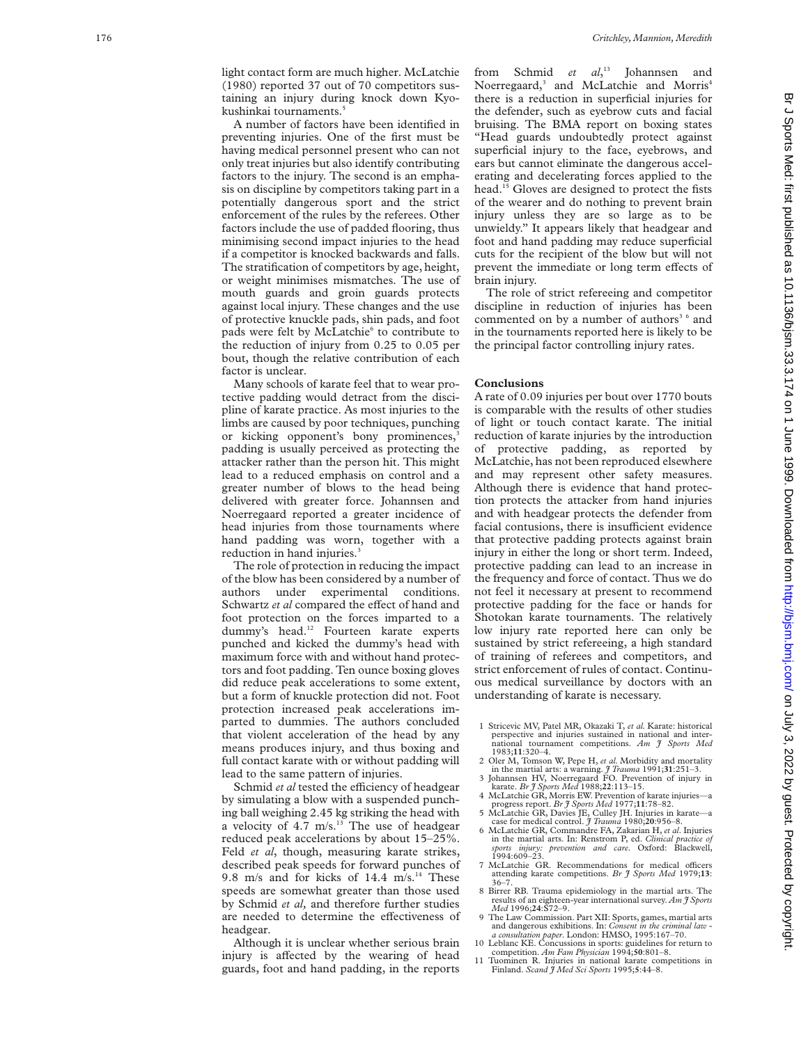light contact form are much higher. McLatchie (1980) reported 37 out of 70 competitors sustaining an injury during knock down Kyokushinkai tournaments.[5]

A number of factors have been identified in preventing injuries. One of the first must be having medical personnel present who can not only treat injuries but also identify contributing factors to the injury. The second is an emphasis on discipline by competitors taking part in a potentially dangerous sport and the strict enforcement of the rules by the referees. Other factors include the use of padded flooring, thus minimising second impact injuries to the head if a competitor is knocked backwards and falls. The stratification of competitors by age, height, or weight minimises mismatches. The use of mouth guards and groin guards protects against local injury. These changes and the use of protective knuckle pads, shin pads, and foot pads were felt by McLatchie[6] to contribute to the reduction of injury from 0.25 to 0.05 per bout, though the relative contribution of each factor is unclear.

Many schools of karate feel that to wear protective padding would detract from the discipline of karate practice. As most injuries to the limbs are caused by poor techniques, punching or kicking opponent's bony prominences,[3] padding is usually perceived as protecting the attacker rather than the person hit. This might lead to a reduced emphasis on control and a greater number of blows to the head being delivered with greater force. Johannsen and Noerregaard reported a greater incidence of head injuries from those tournaments where hand padding was worn, together with a reduction in hand injuries.[3]

The role of protection in reducing the impact of the blow has been considered by a number of authors under experimental conditions. Schwartz *et al* compared the effect of hand and foot protection on the forces imparted to a dummy's head.[12] Fourteen karate experts punched and kicked the dummy's head with maximum force with and without hand protectors and foot padding. Ten ounce boxing gloves did reduce peak accelerations to some extent, but a form of knuckle protection did not. Foot protection increased peak accelerations imparted to dummies. The authors concluded that violent acceleration of the head by any means produces injury, and thus boxing and full contact karate with or without padding will lead to the same pattern of injuries.

Schmid *et al* tested the efficiency of headgear by simulating a blow with a suspended punching ball weighing 2.45 kg striking the head with a velocity of 4.7 m/s.[13] The use of headgear reduced peak accelerations by about 15–25%. Feld *et al*, though, measuring karate strikes, described peak speeds for forward punches of 9.8 m/s and for kicks of 14.4 m/s.[14] These speeds are somewhat greater than those used by Schmid *et al,* and therefore further studies are needed to determine the effectiveness of headgear.

Although it is unclear whether serious brain injury is affected by the wearing of head guards, foot and hand padding, in the reports from Schmid *et al*,[13] Johannsen and Noerregaard,[3] and McLatchie and Morris[4] there is a reduction in superficial injuries for the defender, such as eyebrow cuts and facial bruising. The BMA report on boxing states "Head guards undoubtedly protect against superficial injury to the face, eyebrows, and ears but cannot eliminate the dangerous accelerating and decelerating forces applied to the head.[15] Gloves are designed to protect the fists of the wearer and do nothing to prevent brain injury unless they are so large as to be unwieldy." It appears likely that headgear and foot and hand padding may reduce superficial cuts for the recipient of the blow but will not prevent the immediate or long term effects of brain injury.

The role of strict refereeing and competitor discipline in reduction of injuries has been commented on by a number of authors[3 6] and in the tournaments reported here is likely to be the principal factor controlling injury rates.

## Conclusions

A rate of 0.09 injuries per bout over 1770 bouts is comparable with the results of other studies of light or touch contact karate. The initial reduction of karate injuries by the introduction of protective padding, as reported by McLatchie, has not been reproduced elsewhere and may represent other safety measures. Although there is evidence that hand protection protects the attacker from hand injuries and with headgear protects the defender from facial contusions, there is insufficient evidence that protective padding protects against brain injury in either the long or short term. Indeed, protective padding can lead to an increase in the frequency and force of contact. Thus we do not feel it necessary at present to recommend protective padding for the face or hands for Shotokan karate tournaments. The relatively low injury rate reported here can only be sustained by strict refereeing, a high standard of training of referees and competitors, and strict enforcement of rules of contact. Continuous medical surveillance by doctors with an understanding of karate is necessary.

1. Stricevic MV, Patel MR, Okazaki T, *et al.* Karate: historical perspective and injuries sustained in national and international tournament competitions. *Am J Sports Med* 1983;**11**:320–4.
2. Oler M, Tomson W, Pepe H, *et al.* Morbidity and mortality in the martial arts: a warning. *J Trauma* 1991;**31**:251–3.
3. Johannsen HV, Noerregaard FO. Prevention of injury in karate. *Br J Sports Med* 1988;**22**:113–15.
4. McLatchie GR, Morris EW. Prevention of karate injuries—a progress report. *Br J Sports Med* 1977;**11**:78–82.
5. McLatchie GR, Davies JE, Culley JH. Injuries in karate—a case for medical control. *J Trauma* 1980;**20**:956–8.
6. McLatchie GR, Commandre FA, Zakarian H, *et al.* Injuries in the martial arts. In: Renstrom P, ed. *Clinical practice of sports injury: prevention and care*. Oxford: Blackwell, 1994:609–23.
7. McLatchie GR. Recommendations for medical officers attending karate competitions. *Br J Sports Med* 1979;**13**:36–7.
8. Birrer RB. Trauma epidemiology in the martial arts. The results of an eighteen-year international survey. *Am J Sports Med* 1996;**24**:S72–9.
9. The Law Commission. Part XII: Sports, games, martial arts and dangerous exhibitions. In: *Consent in the criminal law - a consultation paper*. London: HMSO, 1995:167–70.
10. Leblanc KE. Concussions in sports: guidelines for return to competition. *Am Fam Physician* 1994;**50**:801–8.
11. Tuominen R. Injuries in national karate competitions in Finland. *Scand J Med Sci Sports* 1995;**5**:44–8.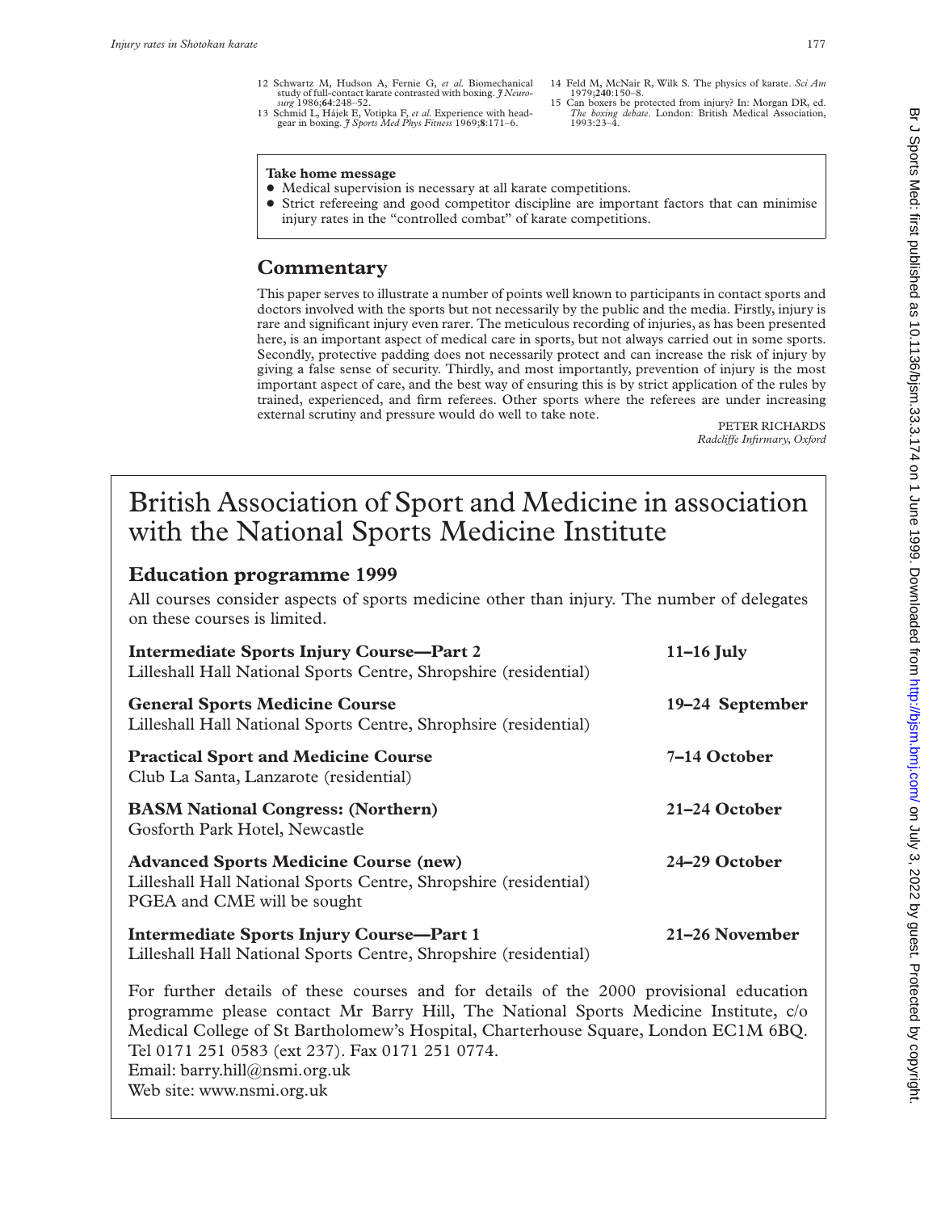12 Schwartz M, Hudson A, Fernie G, *et al*. Biomechanical study of full-contact karate contrasted with boxing. *J Neurosurg* 1986;**64**:248–52.

13 Schmid L, Hájek E, Votipka F, *et al*. Experience with headgear in boxing. *J Sports Med Phys Fitness* 1969;**8**:171–6.

14 Feld M, McNair R, Wilk S. The physics of karate. *Sci Am* 1979;**240**:150–8.

15 Can boxers be protected from injury? In: Morgan DR, ed. *The boxing debate*. London: British Medical Association, 1993:23–4.

**Take home message**

- Medical supervision is necessary at all karate competitions.
- Strict refereeing and good competitor discipline are important factors that can minimise injury rates in the "controlled combat" of karate competitions.

## Commentary

This paper serves to illustrate a number of points well known to participants in contact sports and doctors involved with the sports but not necessarily by the public and the media. Firstly, injury is rare and significant injury even rarer. The meticulous recording of injuries, as has been presented here, is an important aspect of medical care in sports, but not always carried out in some sports. Secondly, protective padding does not necessarily protect and can increase the risk of injury by giving a false sense of security. Thirdly, and most importantly, prevention of injury is the most important aspect of care, and the best way of ensuring this is by strict application of the rules by trained, experienced, and firm referees. Other sports where the referees are under increasing external scrutiny and pressure would do well to take note.

PETER RICHARDS
*Radcliffe Infirmary, Oxford*

# British Association of Sport and Medicine in association with the National Sports Medicine Institute

## Education programme 1999

All courses consider aspects of sports medicine other than injury. The number of delegates on these courses is limited.

**Intermediate Sports Injury Course—Part 2** — **11–16 July**
Lilleshall Hall National Sports Centre, Shropshire (residential)

**General Sports Medicine Course** — **19–24 September**
Lilleshall Hall National Sports Centre, Shrophsire (residential)

**Practical Sport and Medicine Course** — **7–14 October**
Club La Santa, Lanzarote (residential)

**BASM National Congress: (Northern)** — **21–24 October**
Gosforth Park Hotel, Newcastle

**Advanced Sports Medicine Course (new)** — **24–29 October**
Lilleshall Hall National Sports Centre, Shropshire (residential)
PGEA and CME will be sought

**Intermediate Sports Injury Course—Part 1** — **21–26 November**
Lilleshall Hall National Sports Centre, Shropshire (residential)

For further details of these courses and for details of the 2000 provisional education programme please contact Mr Barry Hill, The National Sports Medicine Institute, c/o Medical College of St Bartholomew's Hospital, Charterhouse Square, London EC1M 6BQ. Tel 0171 251 0583 (ext 237). Fax 0171 251 0774.
Email: barry.hill@nsmi.org.uk
Web site: www.nsmi.org.uk